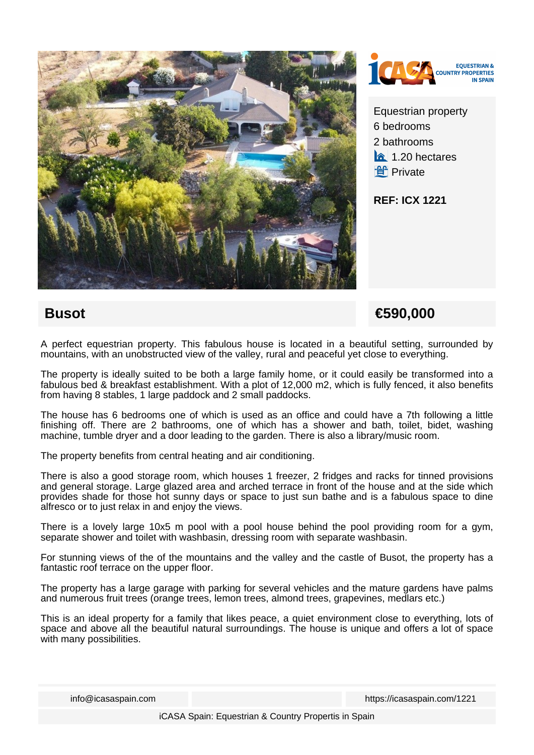Equestrian property
6 bedrooms
2 bathrooms
1.20 hectares
Private

**REF: ICX 1221**

## Busot

## €590,000

A perfect equestrian property. This fabulous house is located in a beautiful setting, surrounded by mountains, with an unobstructed view of the valley, rural and peaceful yet close to everything.

The property is ideally suited to be both a large family home, or it could easily be transformed into a fabulous bed & breakfast establishment. With a plot of 12,000 m2, which is fully fenced, it also benefits from having 8 stables, 1 large paddock and 2 small paddocks.

The house has 6 bedrooms one of which is used as an office and could have a 7th following a little finishing off. There are 2 bathrooms, one of which has a shower and bath, toilet, bidet, washing machine, tumble dryer and a door leading to the garden. There is also a library/music room.

The property benefits from central heating and air conditioning.

There is also a good storage room, which houses 1 freezer, 2 fridges and racks for tinned provisions and general storage. Large glazed area and arched terrace in front of the house and at the side which provides shade for those hot sunny days or space to just sun bathe and is a fabulous space to dine alfresco or to just relax in and enjoy the views.

There is a lovely large 10x5 m pool with a pool house behind the pool providing room for a gym, separate shower and toilet with washbasin, dressing room with separate washbasin.

For stunning views of the of the mountains and the valley and the castle of Busot, the property has a fantastic roof terrace on the upper floor.

The property has a large garage with parking for several vehicles and the mature gardens have palms and numerous fruit trees (orange trees, lemon trees, almond trees, grapevines, medlars etc.)

This is an ideal property for a family that likes peace, a quiet environment close to everything, lots of space and above all the beautiful natural surroundings. The house is unique and offers a lot of space with many possibilities.

info@icasaspain.com | https://icasaspain.com/1221

iCASA Spain: Equestrian & Country Propertis in Spain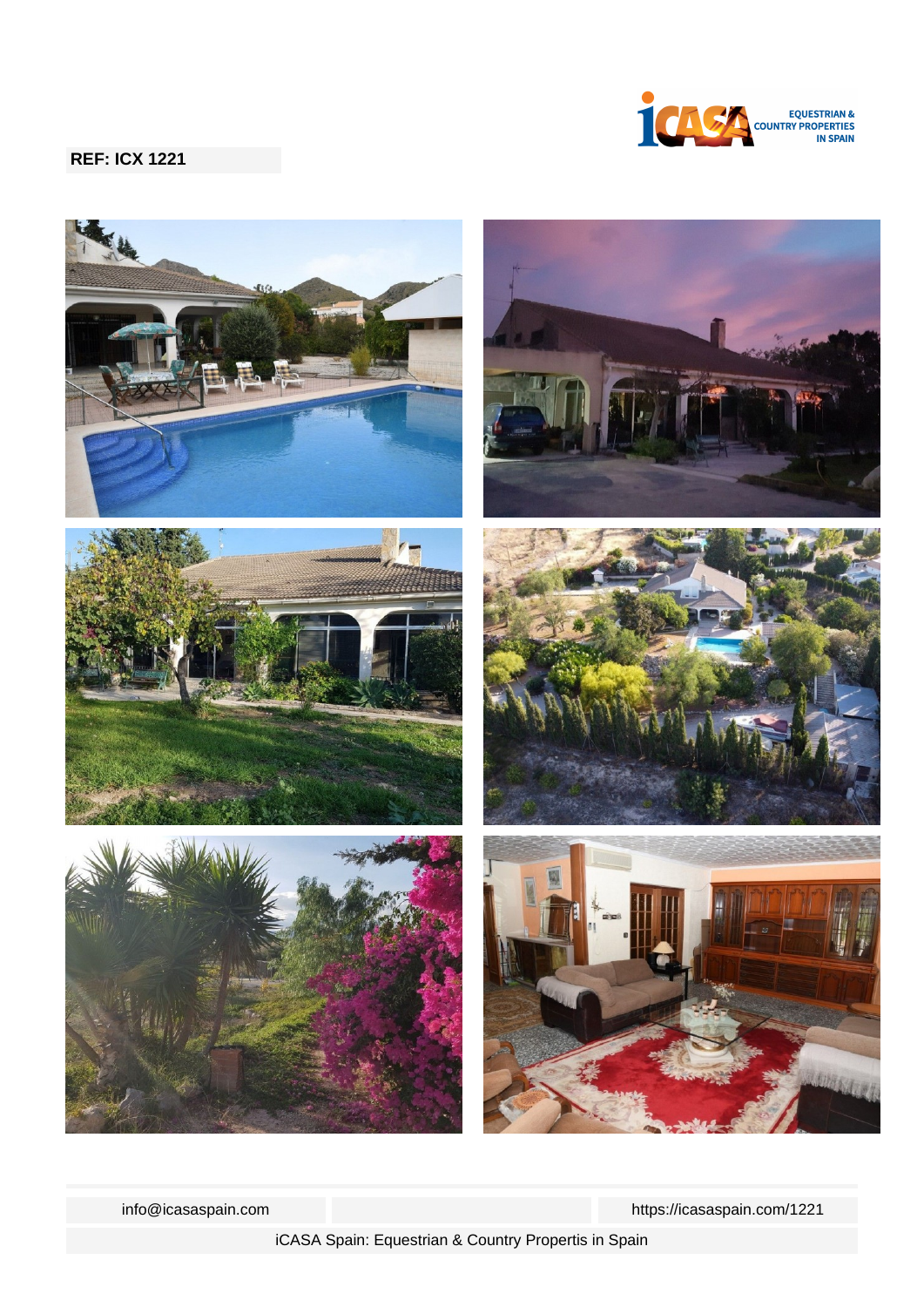**REF: ICX 1221**

info@icasaspain.com

https://icasaspain.com/1221

iCASA Spain: Equestrian & Country Propertis in Spain